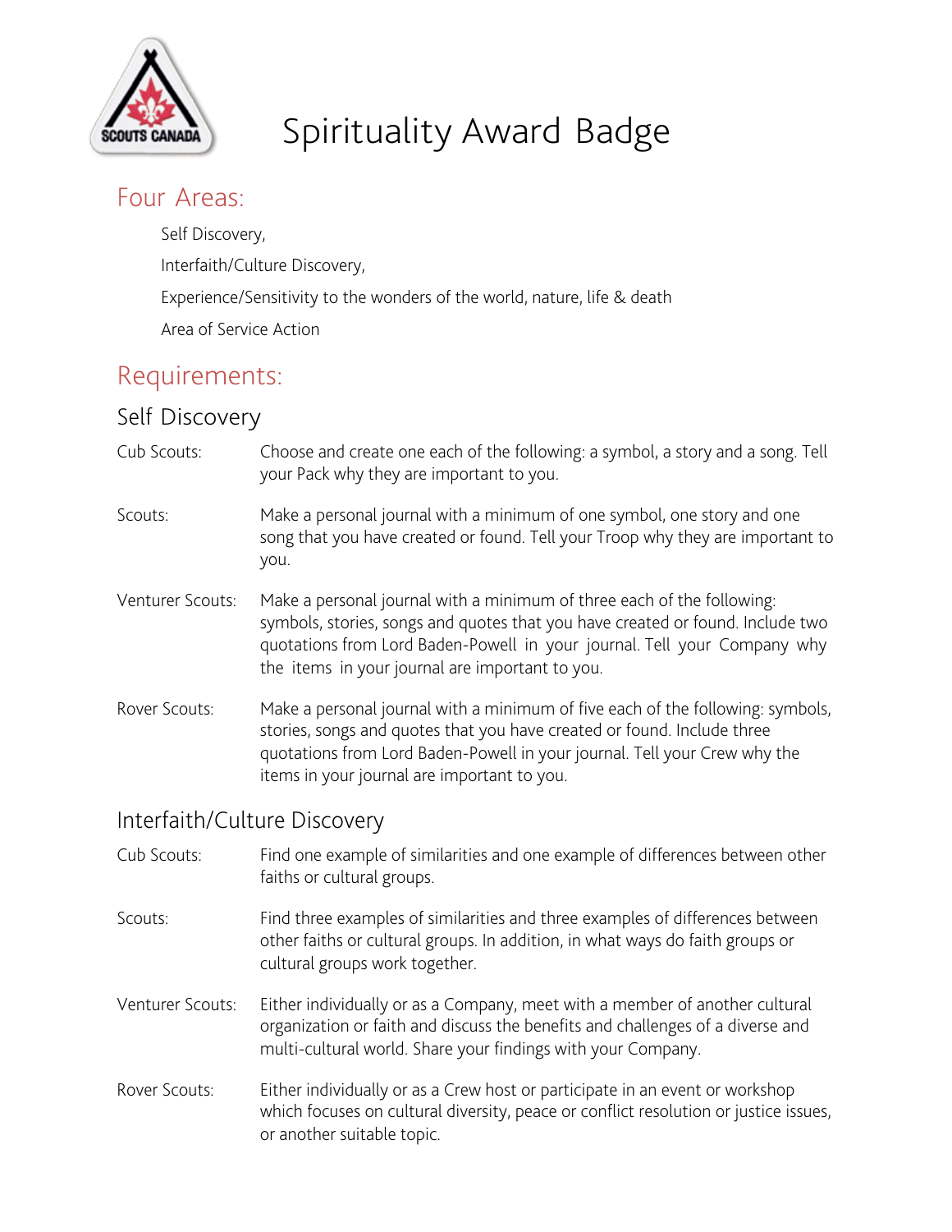# Spirituality Award Badge

## Four Areas:

Self Discovery,

Interfaith/Culture Discovery,

Experience/Sensitivity to the wonders of the world, nature, life & death

Area of Service Action

## Requirements:

### Self Discovery

**Cub Scouts:** Choose and create one each of the following: a symbol, a story and a song. Tell your Pack why they are important to you.

**Scouts:** Make a personal journal with a minimum of one symbol, one story and one song that you have created or found. Tell your Troop why they are important to you.

**Venturer Scouts:** Make a personal journal with a minimum of three each of the following: symbols, stories, songs and quotes that you have created or found. Include two quotations from Lord Baden-Powell in your journal. Tell your Company why the items in your journal are important to you.

**Rover Scouts:** Make a personal journal with a minimum of five each of the following: symbols, stories, songs and quotes that you have created or found. Include three quotations from Lord Baden-Powell in your journal. Tell your Crew why the items in your journal are important to you.

### Interfaith/Culture Discovery

**Cub Scouts:** Find one example of similarities and one example of differences between other faiths or cultural groups.

**Scouts:** Find three examples of similarities and three examples of differences between other faiths or cultural groups. In addition, in what ways do faith groups or cultural groups work together.

**Venturer Scouts:** Either individually or as a Company, meet with a member of another cultural organization or faith and discuss the benefits and challenges of a diverse and multi-cultural world. Share your findings with your Company.

**Rover Scouts:** Either individually or as a Crew host or participate in an event or workshop which focuses on cultural diversity, peace or conflict resolution or justice issues, or another suitable topic.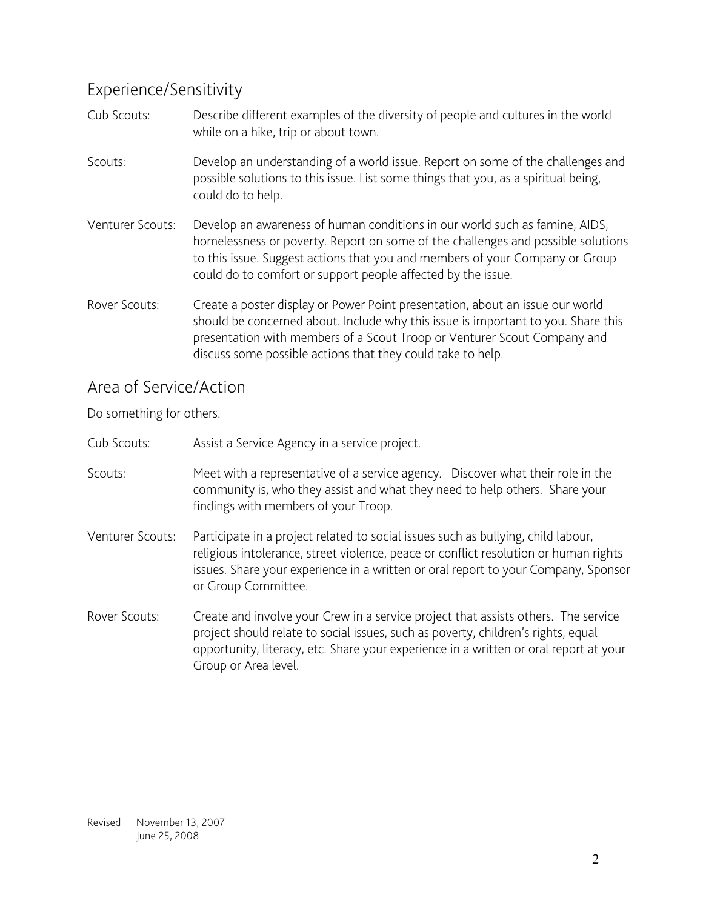## Experience/Sensitivity

| | |
|---|---|
| Cub Scouts: | Describe different examples of the diversity of people and cultures in the world while on a hike, trip or about town. |
| Scouts: | Develop an understanding of a world issue. Report on some of the challenges and possible solutions to this issue. List some things that you, as a spiritual being, could do to help. |
| Venturer Scouts: | Develop an awareness of human conditions in our world such as famine, AIDS, homelessness or poverty. Report on some of the challenges and possible solutions to this issue. Suggest actions that you and members of your Company or Group could do to comfort or support people affected by the issue. |
| Rover Scouts: | Create a poster display or Power Point presentation, about an issue our world should be concerned about. Include why this issue is important to you. Share this presentation with members of a Scout Troop or Venturer Scout Company and discuss some possible actions that they could take to help. |

## Area of Service/Action

Do something for others.

| | |
|---|---|
| Cub Scouts: | Assist a Service Agency in a service project. |
| Scouts: | Meet with a representative of a service agency. Discover what their role in the community is, who they assist and what they need to help others. Share your findings with members of your Troop. |
| Venturer Scouts: | Participate in a project related to social issues such as bullying, child labour, religious intolerance, street violence, peace or conflict resolution or human rights issues. Share your experience in a written or oral report to your Company, Sponsor or Group Committee. |
| Rover Scouts: | Create and involve your Crew in a service project that assists others. The service project should relate to social issues, such as poverty, children's rights, equal opportunity, literacy, etc. Share your experience in a written or oral report at your Group or Area level. |

Revised November 13, 2007
June 25, 2008